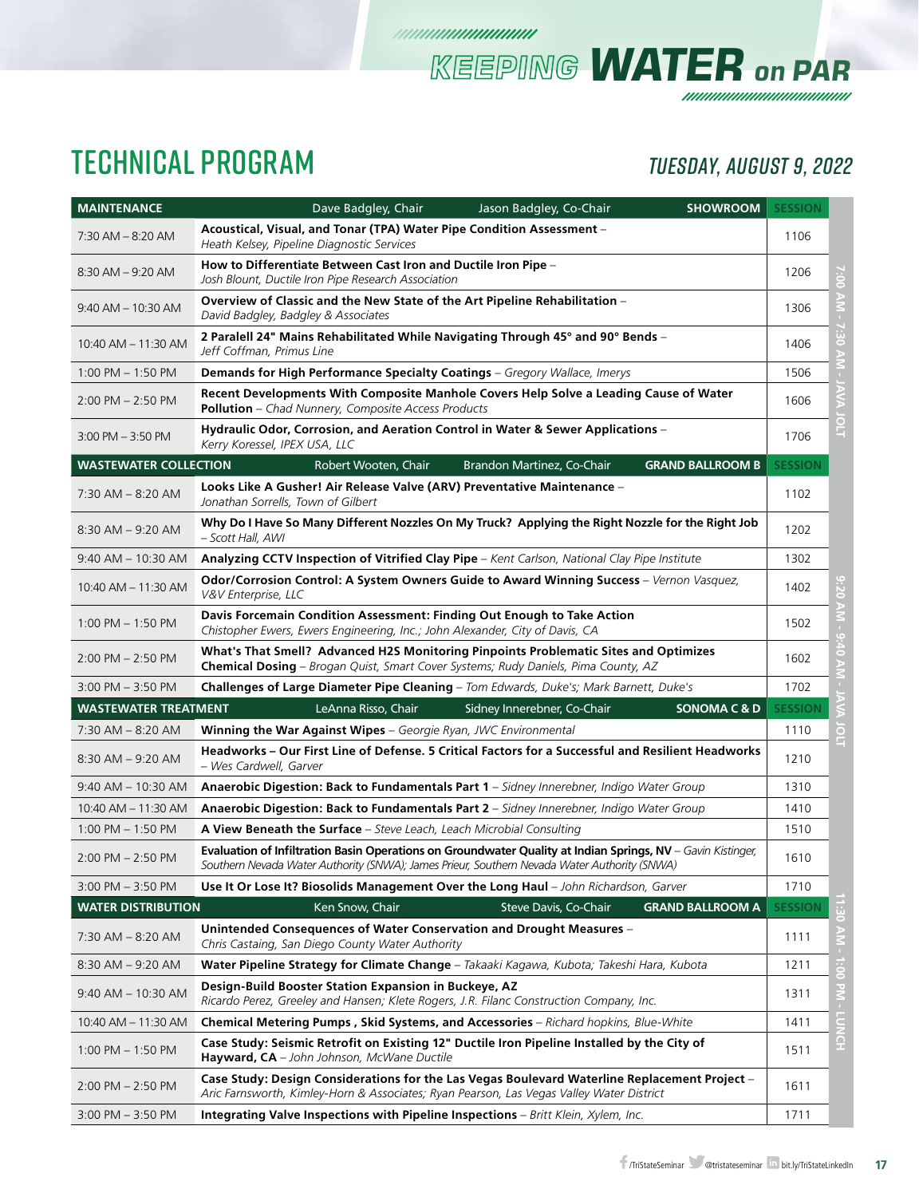# KEEPING WATER on PAR

## TECHNICAL PROGRAM

### TUESDAY, AUGUST 9, 2022

| MAINTENANCE | Dave Badgley, Chair — Jason Badgley, Co-Chair — SHOWROOM | SESSION |
|---|---|---|
| 7:30 AM – 8:20 AM | **Acoustical, Visual, and Tonar (TPA) Water Pipe Condition Assessment** – *Heath Kelsey, Pipeline Diagnostic Services* | 1106 |
| 8:30 AM – 9:20 AM | **How to Differentiate Between Cast Iron and Ductile Iron Pipe** – *Josh Blount, Ductile Iron Pipe Research Association* | 1206 |
| 9:40 AM – 10:30 AM | **Overview of Classic and the New State of the Art Pipeline Rehabilitation** – *David Badgley, Badgley & Associates* | 1306 |
| 10:40 AM – 11:30 AM | **2 Paralell 24" Mains Rehabilitated While Navigating Through 45° and 90° Bends** – *Jeff Coffman, Primus Line* | 1406 |
| 1:00 PM – 1:50 PM | **Demands for High Performance Specialty Coatings** – *Gregory Wallace, Imerys* | 1506 |
| 2:00 PM – 2:50 PM | **Recent Developments With Composite Manhole Covers Help Solve a Leading Cause of Water Pollution** – *Chad Nunnery, Composite Access Products* | 1606 |
| 3:00 PM – 3:50 PM | **Hydraulic Odor, Corrosion, and Aeration Control in Water & Sewer Applications** – *Kerry Koressel, IPEX USA, LLC* | 1706 |
| **WASTEWATER COLLECTION** | **Robert Wooten, Chair — Brandon Martinez, Co-Chair — GRAND BALLROOM B** | **SESSION** |
| 7:30 AM – 8:20 AM | **Looks Like A Gusher! Air Release Valve (ARV) Preventative Maintenance** – *Jonathan Sorrells, Town of Gilbert* | 1102 |
| 8:30 AM – 9:20 AM | **Why Do I Have So Many Different Nozzles On My Truck? Applying the Right Nozzle for the Right Job** – *Scott Hall, AWI* | 1202 |
| 9:40 AM – 10:30 AM | **Analyzing CCTV Inspection of Vitrified Clay Pipe** – *Kent Carlson, National Clay Pipe Institute* | 1302 |
| 10:40 AM – 11:30 AM | **Odor/Corrosion Control: A System Owners Guide to Award Winning Success** – *Vernon Vasquez, V&V Enterprise, LLC* | 1402 |
| 1:00 PM – 1:50 PM | **Davis Forcemain Condition Assessment: Finding Out Enough to Take Action** – *Chistopher Ewers, Ewers Engineering, Inc.; John Alexander, City of Davis, CA* | 1502 |
| 2:00 PM – 2:50 PM | **What's That Smell? Advanced H2S Monitoring Pinpoints Problematic Sites and Optimizes Chemical Dosing** – *Brogan Quist, Smart Cover Systems; Rudy Daniels, Pima County, AZ* | 1602 |
| 3:00 PM – 3:50 PM | **Challenges of Large Diameter Pipe Cleaning** – *Tom Edwards, Duke's; Mark Barnett, Duke's* | 1702 |
| **WASTEWATER TREATMENT** | **LeAnna Risso, Chair — Sidney Innerebner, Co-Chair — SONOMA C & D** | **SESSION** |
| 7:30 AM – 8:20 AM | **Winning the War Against Wipes** – *Georgie Ryan, JWC Environmental* | 1110 |
| 8:30 AM – 9:20 AM | **Headworks – Our First Line of Defense. 5 Critical Factors for a Successful and Resilient Headworks** – *Wes Cardwell, Garver* | 1210 |
| 9:40 AM – 10:30 AM | **Anaerobic Digestion: Back to Fundamentals Part 1** – *Sidney Innerebner, Indigo Water Group* | 1310 |
| 10:40 AM – 11:30 AM | **Anaerobic Digestion: Back to Fundamentals Part 2** – *Sidney Innerebner, Indigo Water Group* | 1410 |
| 1:00 PM – 1:50 PM | **A View Beneath the Surface** – *Steve Leach, Leach Microbial Consulting* | 1510 |
| 2:00 PM – 2:50 PM | **Evaluation of Infiltration Basin Operations on Groundwater Quality at Indian Springs, NV** – *Gavin Kistinger, Southern Nevada Water Authority (SNWA); James Prieur, Southern Nevada Water Authority (SNWA)* | 1610 |
| 3:00 PM – 3:50 PM | **Use It Or Lose It? Biosolids Management Over the Long Haul** – *John Richardson, Garver* | 1710 |
| **WATER DISTRIBUTION** | **Ken Snow, Chair — Steve Davis, Co-Chair — GRAND BALLROOM A** | **SESSION** |
| 7:30 AM – 8:20 AM | **Unintended Consequences of Water Conservation and Drought Measures** – *Chris Castaing, San Diego County Water Authority* | 1111 |
| 8:30 AM – 9:20 AM | **Water Pipeline Strategy for Climate Change** – *Takaaki Kagawa, Kubota; Takeshi Hara, Kubota* | 1211 |
| 9:40 AM – 10:30 AM | **Design-Build Booster Station Expansion in Buckeye, AZ** – *Ricardo Perez, Greeley and Hansen; Klete Rogers, J.R. Filanc Construction Company, Inc.* | 1311 |
| 10:40 AM – 11:30 AM | **Chemical Metering Pumps , Skid Systems, and Accessories** – *Richard hopkins, Blue-White* | 1411 |
| 1:00 PM – 1:50 PM | **Case Study: Seismic Retrofit on Existing 12" Ductile Iron Pipeline Installed by the City of Hayward, CA** – *John Johnson, McWane Ductile* | 1511 |
| 2:00 PM – 2:50 PM | **Case Study: Design Considerations for the Las Vegas Boulevard Waterline Replacement Project** – *Aric Farnsworth, Kimley-Horn & Associates; Ryan Pearson, Las Vegas Valley Water District* | 1611 |
| 3:00 PM – 3:50 PM | **Integrating Valve Inspections with Pipeline Inspections** – *Britt Klein, Xylem, Inc.* | 1711 |

7:00 AM - 7:30 AM - JAVA JOLT

9:20 AM - 9:40 AM - JAVA JOLT

11:30 AM - 1:00 PM - LUNCH

/TriStateSeminar @tristateseminar bit.ly/TriStateLinkedIn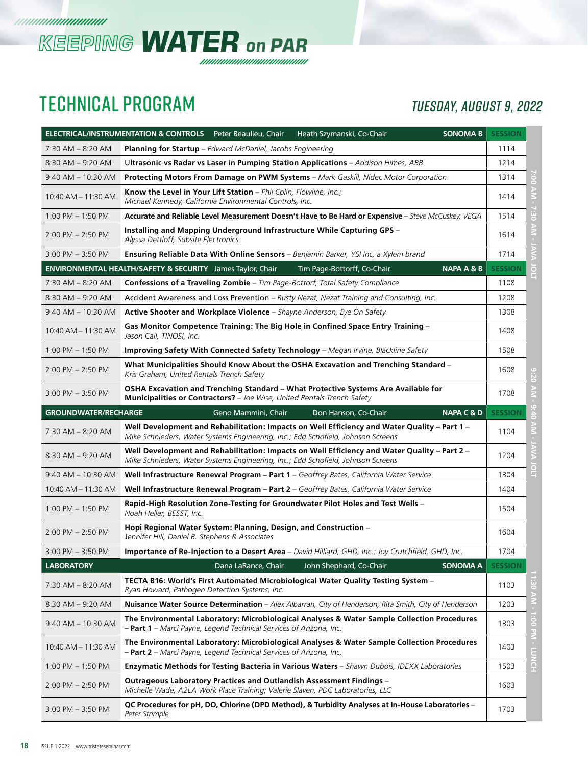# KEEPING WATER on PAR

## TECHNICAL PROGRAM

### TUESDAY, AUGUST 9, 2022

| Time | Session | Session # |
|---|---|---|
| **ELECTRICAL/INSTRUMENTATION & CONTROLS** Peter Beaulieu, Chair Heath Szymanski, Co-Chair **SONOMA B** | | **SESSION** |
| 7:30 AM – 8:20 AM | **Planning for Startup** – *Edward McDaniel, Jacobs Engineering* | 1114 |
| 8:30 AM – 9:20 AM | **Ultrasonic vs Radar vs Laser in Pumping Station Applications** – *Addison Himes, ABB* | 1214 |
| 9:40 AM – 10:30 AM | **Protecting Motors From Damage on PWM Systems** – *Mark Gaskill, Nidec Motor Corporation* | 1314 |
| 10:40 AM – 11:30 AM | **Know the Level in Your Lift Station** – *Phil Colin, Flowline, Inc.; Michael Kennedy, California Environmental Controls, Inc.* | 1414 |
| 1:00 PM – 1:50 PM | **Accurate and Reliable Level Measurement Doesn't Have to Be Hard or Expensive** – *Steve McCuskey, VEGA* | 1514 |
| 2:00 PM – 2:50 PM | **Installing and Mapping Underground Infrastructure While Capturing GPS** – *Alyssa Dettloff, Subsite Electronics* | 1614 |
| 3:00 PM – 3:50 PM | **Ensuring Reliable Data With Online Sensors** – *Benjamin Barker, YSI Inc, a Xylem brand* | 1714 |
| **ENVIRONMENTAL HEALTH/SAFETY & SECURITY** James Taylor, Chair Tim Page-Bottorff, Co-Chair **NAPA A & B** | | **SESSION** |
| 7:30 AM – 8:20 AM | **Confessions of a Traveling Zombie** – *Tim Page-Bottorf, Total Safety Compliance* | 1108 |
| 8:30 AM – 9:20 AM | Accident Awareness and Loss Prevention – *Rusty Nezat, Nezat Training and Consulting, Inc.* | 1208 |
| 9:40 AM – 10:30 AM | **Active Shooter and Workplace Violence** – *Shayne Anderson, Eye On Safety* | 1308 |
| 10:40 AM – 11:30 AM | **Gas Monitor Competence Training: The Big Hole in Confined Space Entry Training** – *Jason Call, TINOSI, Inc.* | 1408 |
| 1:00 PM – 1:50 PM | **Improving Safety With Connected Safety Technology** – *Megan Irvine, Blackline Safety* | 1508 |
| 2:00 PM – 2:50 PM | **What Municipalities Should Know About the OSHA Excavation and Trenching Standard** – *Kris Graham, United Rentals Trench Safety* | 1608 |
| 3:00 PM – 3:50 PM | **OSHA Excavation and Trenching Standard – What Protective Systems Are Available for Municipalities or Contractors?** – *Joe Wise, United Rentals Trench Safety* | 1708 |
| **GROUNDWATER/RECHARGE** Geno Mammini, Chair Don Hanson, Co-Chair **NAPA C & D** | | **SESSION** |
| 7:30 AM – 8:20 AM | **Well Development and Rehabilitation: Impacts on Well Efficiency and Water Quality – Part 1** – *Mike Schnieders, Water Systems Engineering, Inc.; Edd Schofield, Johnson Screens* | 1104 |
| 8:30 AM – 9:20 AM | **Well Development and Rehabilitation: Impacts on Well Efficiency and Water Quality – Part 2** – *Mike Schnieders, Water Systems Engineering, Inc.; Edd Schofield, Johnson Screens* | 1204 |
| 9:40 AM – 10:30 AM | **Well Infrastructure Renewal Program – Part 1** – *Geoffrey Bates, California Water Service* | 1304 |
| 10:40 AM – 11:30 AM | **Well Infrastructure Renewal Program – Part 2** – *Geoffrey Bates, California Water Service* | 1404 |
| 1:00 PM – 1:50 PM | **Rapid-High Resolution Zone-Testing for Groundwater Pilot Holes and Test Wells** – *Noah Heller, BESST, Inc.* | 1504 |
| 2:00 PM – 2:50 PM | **Hopi Regional Water System: Planning, Design, and Construction** – *Jennifer Hill, Daniel B. Stephens & Associates* | 1604 |
| 3:00 PM – 3:50 PM | **Importance of Re-Injection to a Desert Area** – *David Hilliard, GHD, Inc.; Joy Crutchfield, GHD, Inc.* | 1704 |
| **LABORATORY** Dana LaRance, Chair John Shephard, Co-Chair **SONOMA A** | | **SESSION** |
| 7:30 AM – 8:20 AM | **TECTA B16: World's First Automated Microbiological Water Quality Testing System** – *Ryan Howard, Pathogen Detection Systems, Inc.* | 1103 |
| 8:30 AM – 9:20 AM | **Nuisance Water Source Determination** – *Alex Albarran, City of Henderson; Rita Smith, City of Henderson* | 1203 |
| 9:40 AM – 10:30 AM | **The Environmental Laboratory: Microbiological Analyses & Water Sample Collection Procedures – Part 1** – *Marci Payne, Legend Technical Services of Arizona, Inc.* | 1303 |
| 10:40 AM – 11:30 AM | **The Environmental Laboratory: Microbiological Analyses & Water Sample Collection Procedures – Part 2** – *Marci Payne, Legend Technical Services of Arizona, Inc.* | 1403 |
| 1:00 PM – 1:50 PM | **Enzymatic Methods for Testing Bacteria in Various Waters** – *Shawn Dubois, IDEXX Laboratories* | 1503 |
| 2:00 PM – 2:50 PM | **Outrageous Laboratory Practices and Outlandish Assessment Findings** – *Michelle Wade, A2LA Work Place Training; Valerie Slaven, PDC Laboratories, LLC* | 1603 |
| 3:00 PM – 3:50 PM | **QC Procedures for pH, DO, Chlorine (DPD Method), & Turbidity Analyses at In-House Laboratories** – *Peter Strimple* | 1703 |

7:00 AM - 7:30 AM - JAVA JOLT

9:20 AM - 9:40 AM - JAVA JOLT

11:30 AM - 1:00 PM - LUNCH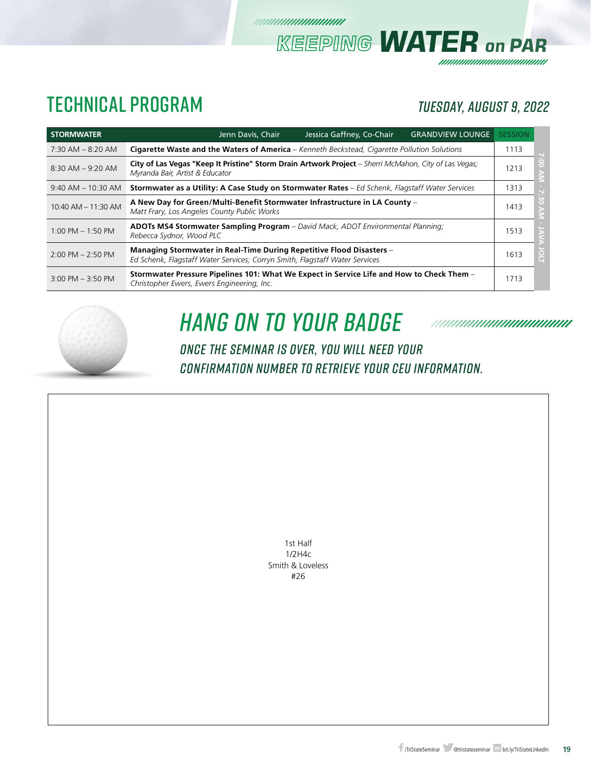# KEEPING WATER on PAR

## TECHNICAL PROGRAM

### TUESDAY, AUGUST 9, 2022

| STORMWATER | Jenn Davis, Chair — Jessica Gaffney, Co-Chair — GRANDVIEW LOUNGE | SESSION |
|---|---|---|
| 7:30 AM – 8:20 AM | **Cigarette Waste and the Waters of America** – *Kenneth Beckstead, Cigarette Pollution Solutions* | 1113 |
| 8:30 AM – 9:20 AM | **City of Las Vegas "Keep It Pristine" Storm Drain Artwork Project** – *Sherri McMahon, City of Las Vegas; Myranda Bair, Artist & Educator* | 1213 |
| 9:40 AM – 10:30 AM | **Stormwater as a Utility: A Case Study on Stormwater Rates** – *Ed Schenk, Flagstaff Water Services* | 1313 |
| 10:40 AM – 11:30 AM | **A New Day for Green/Multi-Benefit Stormwater Infrastructure in LA County** – *Matt Frary, Los Angeles County Public Works* | 1413 |
| 1:00 PM – 1:50 PM | **ADOTs MS4 Stormwater Sampling Program** – *David Mack, ADOT Environmental Planning; Rebecca Sydnor, Wood PLC* | 1513 |
| 2:00 PM – 2:50 PM | **Managing Stormwater in Real-Time During Repetitive Flood Disasters** – *Ed Schenk, Flagstaff Water Services; Corryn Smith, Flagstaff Water Services* | 1613 |
| 3:00 PM – 3:50 PM | **Stormwater Pressure Pipelines 101: What We Expect in Service Life and How to Check Them** – *Christopher Ewers, Ewers Engineering, Inc.* | 1713 |

7:00 AM - 7:30 AM - JAVA JOLT

## HANG ON TO YOUR BADGE

*ONCE THE SEMINAR IS OVER, YOU WILL NEED YOUR CONFIRMATION NUMBER TO RETRIEVE YOUR CEU INFORMATION.*

1st Half
1/2H4c
Smith & Loveless
#26

/TriStateSeminar @tristateseminar bit.ly/TriStateLinkedIn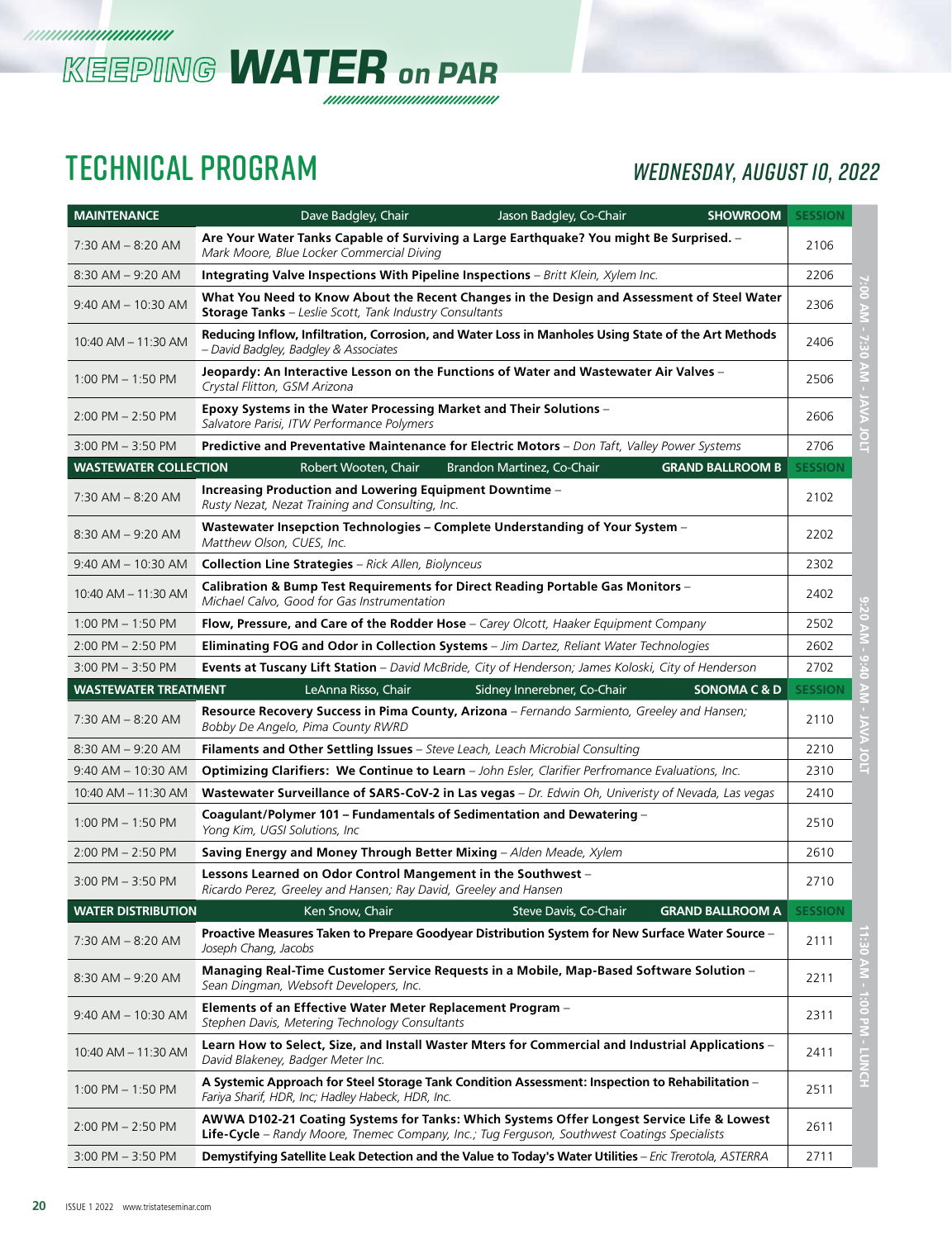# KEEPING WATER on PAR

## TECHNICAL PROGRAM

### WEDNESDAY, AUGUST 10, 2022

| MAINTENANCE | Dave Badgley, Chair — Jason Badgley, Co-Chair — SHOWROOM | SESSION |
|---|---|---|
| 7:30 AM – 8:20 AM | **Are Your Water Tanks Capable of Surviving a Large Earthquake? You might Be Surprised.** – *Mark Moore, Blue Locker Commercial Diving* | 2106 |
| 8:30 AM – 9:20 AM | **Integrating Valve Inspections With Pipeline Inspections** – *Britt Klein, Xylem Inc.* | 2206 |
| 9:40 AM – 10:30 AM | **What You Need to Know About the Recent Changes in the Design and Assessment of Steel Water Storage Tanks** – *Leslie Scott, Tank Industry Consultants* | 2306 |
| 10:40 AM – 11:30 AM | **Reducing Inflow, Infiltration, Corrosion, and Water Loss in Manholes Using State of the Art Methods** – *David Badgley, Badgley & Associates* | 2406 |
| 1:00 PM – 1:50 PM | **Jeopardy: An Interactive Lesson on the Functions of Water and Wastewater Air Valves** – *Crystal Flitton, GSM Arizona* | 2506 |
| 2:00 PM – 2:50 PM | **Epoxy Systems in the Water Processing Market and Their Solutions** – *Salvatore Parisi, ITW Performance Polymers* | 2606 |
| 3:00 PM – 3:50 PM | **Predictive and Preventative Maintenance for Electric Motors** – *Don Taft, Valley Power Systems* | 2706 |
| **WASTEWATER COLLECTION** | Robert Wooten, Chair — Brandon Martinez, Co-Chair — GRAND BALLROOM B | **SESSION** |
| 7:30 AM – 8:20 AM | **Increasing Production and Lowering Equipment Downtime** – *Rusty Nezat, Nezat Training and Consulting, Inc.* | 2102 |
| 8:30 AM – 9:20 AM | **Wastewater Insepction Technologies – Complete Understanding of Your System** – *Matthew Olson, CUES, Inc.* | 2202 |
| 9:40 AM – 10:30 AM | **Collection Line Strategies** – *Rick Allen, Biolynceus* | 2302 |
| 10:40 AM – 11:30 AM | **Calibration & Bump Test Requirements for Direct Reading Portable Gas Monitors** – *Michael Calvo, Good for Gas Instrumentation* | 2402 |
| 1:00 PM – 1:50 PM | **Flow, Pressure, and Care of the Rodder Hose** – *Carey Olcott, Haaker Equipment Company* | 2502 |
| 2:00 PM – 2:50 PM | **Eliminating FOG and Odor in Collection Systems** – *Jim Dartez, Reliant Water Technologies* | 2602 |
| 3:00 PM – 3:50 PM | **Events at Tuscany Lift Station** – *David McBride, City of Henderson; James Koloski, City of Henderson* | 2702 |
| **WASTEWATER TREATMENT** | LeAnna Risso, Chair — Sidney Innerebner, Co-Chair — SONOMA C & D | **SESSION** |
| 7:30 AM – 8:20 AM | **Resource Recovery Success in Pima County, Arizona** – *Fernando Sarmiento, Greeley and Hansen; Bobby De Angelo, Pima County RWRD* | 2110 |
| 8:30 AM – 9:20 AM | **Filaments and Other Settling Issues** – *Steve Leach, Leach Microbial Consulting* | 2210 |
| 9:40 AM – 10:30 AM | **Optimizing Clarifiers: We Continue to Learn** – *John Esler, Clarifier Perfromance Evaluations, Inc.* | 2310 |
| 10:40 AM – 11:30 AM | **Wastewater Surveillance of SARS-CoV-2 in Las vegas** – *Dr. Edwin Oh, Univeristy of Nevada, Las vegas* | 2410 |
| 1:00 PM – 1:50 PM | **Coagulant/Polymer 101 – Fundamentals of Sedimentation and Dewatering** – *Yong Kim, UGSI Solutions, Inc* | 2510 |
| 2:00 PM – 2:50 PM | **Saving Energy and Money Through Better Mixing** – *Alden Meade, Xylem* | 2610 |
| 3:00 PM – 3:50 PM | **Lessons Learned on Odor Control Mangement in the Southwest** – *Ricardo Perez, Greeley and Hansen; Ray David, Greeley and Hansen* | 2710 |
| **WATER DISTRIBUTION** | Ken Snow, Chair — Steve Davis, Co-Chair — GRAND BALLROOM A | **SESSION** |
| 7:30 AM – 8:20 AM | **Proactive Measures Taken to Prepare Goodyear Distribution System for New Surface Water Source** – *Joseph Chang, Jacobs* | 2111 |
| 8:30 AM – 9:20 AM | **Managing Real-Time Customer Service Requests in a Mobile, Map-Based Software Solution** – *Sean Dingman, Websoft Developers, Inc.* | 2211 |
| 9:40 AM – 10:30 AM | **Elements of an Effective Water Meter Replacement Program** – *Stephen Davis, Metering Technology Consultants* | 2311 |
| 10:40 AM – 11:30 AM | **Learn How to Select, Size, and Install Waster Mters for Commercial and Industrial Applications** – *David Blakeney, Badger Meter Inc.* | 2411 |
| 1:00 PM – 1:50 PM | **A Systemic Approach for Steel Storage Tank Condition Assessment: Inspection to Rehabilitation** – *Fariya Sharif, HDR, Inc; Hadley Habeck, HDR, Inc.* | 2511 |
| 2:00 PM – 2:50 PM | **AWWA D102-21 Coating Systems for Tanks: Which Systems Offer Longest Service Life & Lowest Life-Cycle** – *Randy Moore, Themec Company, Inc.; Tug Ferguson, Southwest Coatings Specialists* | 2611 |
| 3:00 PM – 3:50 PM | **Demystifying Satellite Leak Detection and the Value to Today's Water Utilities** – *Eric Trerotola, ASTERRA* | 2711 |

7:00 AM - 7:30 AM - JAVA JOLT

9:20 AM - 9:40 AM - JAVA JOLT

11:30 AM - 1:00 PM - LUNCH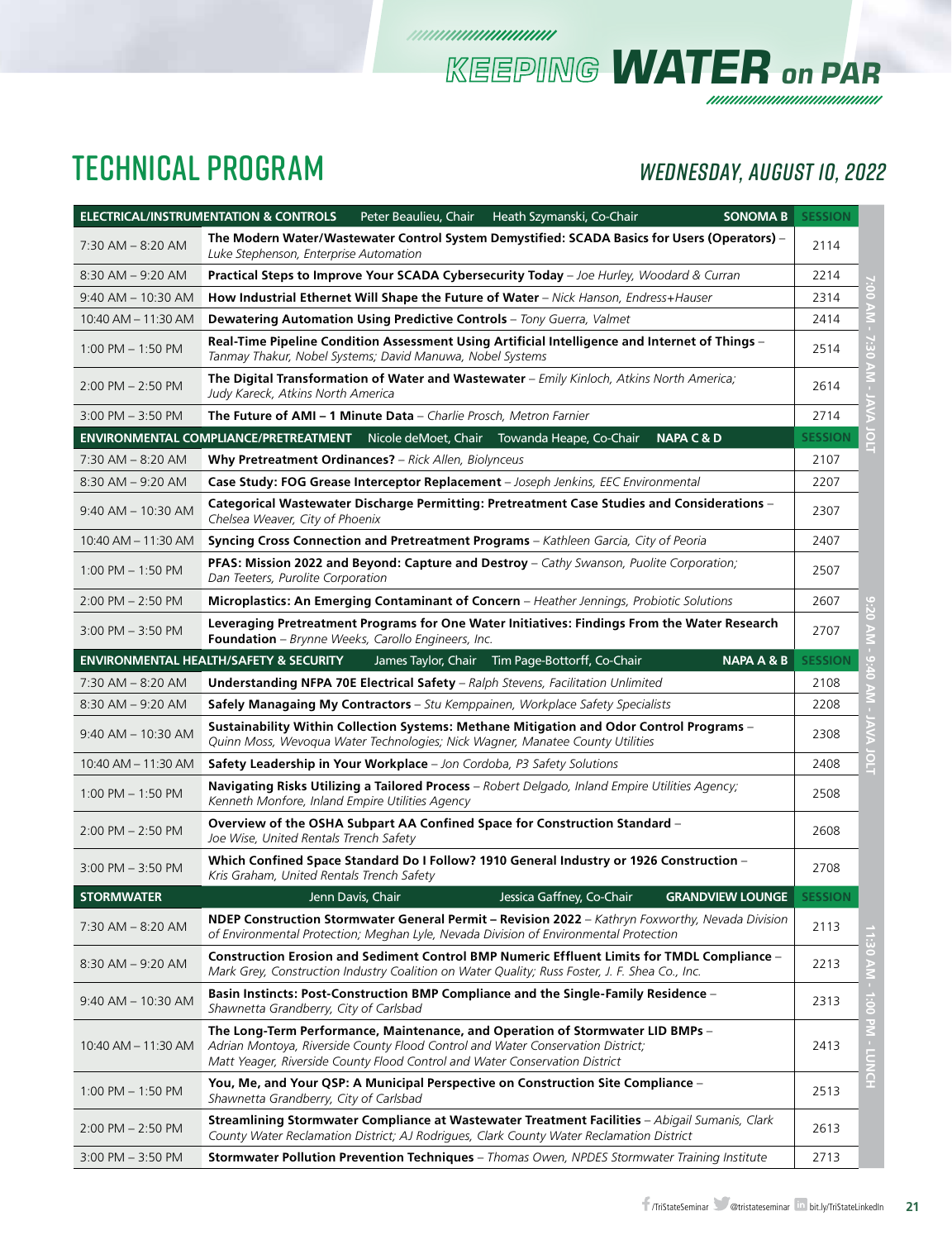# TECHNICAL PROGRAM

## WEDNESDAY, AUGUST 10, 2022

| ELECTRICAL/INSTRUMENTATION & CONTROLS — Peter Beaulieu, Chair — Heath Szymanski, Co-Chair — SONOMA B | | SESSION |
|---|---|---|
| 7:30 AM – 8:20 AM | **The Modern Water/Wastewater Control System Demystified: SCADA Basics for Users (Operators)** – *Luke Stephenson, Enterprise Automation* | 2114 |
| 8:30 AM – 9:20 AM | **Practical Steps to Improve Your SCADA Cybersecurity Today** – *Joe Hurley, Woodard & Curran* | 2214 |
| 9:40 AM – 10:30 AM | **How Industrial Ethernet Will Shape the Future of Water** – *Nick Hanson, Endress+Hauser* | 2314 |
| 10:40 AM – 11:30 AM | **Dewatering Automation Using Predictive Controls** – *Tony Guerra, Valmet* | 2414 |
| 1:00 PM – 1:50 PM | **Real-Time Pipeline Condition Assessment Using Artificial Intelligence and Internet of Things** – *Tanmay Thakur, Nobel Systems; David Manuwa, Nobel Systems* | 2514 |
| 2:00 PM – 2:50 PM | **The Digital Transformation of Water and Wastewater** – *Emily Kinloch, Atkins North America; Judy Kareck, Atkins North America* | 2614 |
| 3:00 PM – 3:50 PM | **The Future of AMI – 1 Minute Data** – *Charlie Prosch, Metron Farnier* | 2714 |

| ENVIRONMENTAL COMPLIANCE/PRETREATMENT — Nicole deMoet, Chair — Towanda Heape, Co-Chair — NAPA C & D | | SESSION |
|---|---|---|
| 7:30 AM – 8:20 AM | **Why Pretreatment Ordinances?** – *Rick Allen, Biolynceus* | 2107 |
| 8:30 AM – 9:20 AM | **Case Study: FOG Grease Interceptor Replacement** – *Joseph Jenkins, EEC Environmental* | 2207 |
| 9:40 AM – 10:30 AM | **Categorical Wastewater Discharge Permitting: Pretreatment Case Studies and Considerations** – *Chelsea Weaver, City of Phoenix* | 2307 |
| 10:40 AM – 11:30 AM | **Syncing Cross Connection and Pretreatment Programs** – *Kathleen Garcia, City of Peoria* | 2407 |
| 1:00 PM – 1:50 PM | **PFAS: Mission 2022 and Beyond: Capture and Destroy** – *Cathy Swanson, Puolite Corporation; Dan Teeters, Purolite Corporation* | 2507 |
| 2:00 PM – 2:50 PM | **Microplastics: An Emerging Contaminant of Concern** – *Heather Jennings, Probiotic Solutions* | 2607 |
| 3:00 PM – 3:50 PM | **Leveraging Pretreatment Programs for One Water Initiatives: Findings From the Water Research Foundation** – *Brynne Weeks, Carollo Engineers, Inc.* | 2707 |

| ENVIRONMENTAL HEALTH/SAFETY & SECURITY — James Taylor, Chair — Tim Page-Bottorff, Co-Chair — NAPA A & B | | SESSION |
|---|---|---|
| 7:30 AM – 8:20 AM | **Understanding NFPA 70E Electrical Safety** – *Ralph Stevens, Facilitation Unlimited* | 2108 |
| 8:30 AM – 9:20 AM | **Safely Managing My Contractors** – *Stu Kemppainen, Workplace Safety Specialists* | 2208 |
| 9:40 AM – 10:30 AM | **Sustainability Within Collection Systems: Methane Mitigation and Odor Control Programs** – *Quinn Moss, Wevoqua Water Technologies; Nick Wagner, Manatee County Utilities* | 2308 |
| 10:40 AM – 11:30 AM | **Safety Leadership in Your Workplace** – *Jon Cordoba, P3 Safety Solutions* | 2408 |
| 1:00 PM – 1:50 PM | **Navigating Risks Utilizing a Tailored Process** – *Robert Delgado, Inland Empire Utilities Agency; Kenneth Monfore, Inland Empire Utilities Agency* | 2508 |
| 2:00 PM – 2:50 PM | **Overview of the OSHA Subpart AA Confined Space for Construction Standard** – *Joe Wise, United Rentals Trench Safety* | 2608 |
| 3:00 PM – 3:50 PM | **Which Confined Space Standard Do I Follow? 1910 General Industry or 1926 Construction** – *Kris Graham, United Rentals Trench Safety* | 2708 |

| STORMWATER — Jenn Davis, Chair — Jessica Gaffney, Co-Chair — GRANDVIEW LOUNGE | | SESSION |
|---|---|---|
| 7:30 AM – 8:20 AM | **NDEP Construction Stormwater General Permit – Revision 2022** – *Kathryn Foxworthy, Nevada Division of Environmental Protection; Meghan Lyle, Nevada Division of Environmental Protection* | 2113 |
| 8:30 AM – 9:20 AM | **Construction Erosion and Sediment Control BMP Numeric Effluent Limits for TMDL Compliance** – *Mark Grey, Construction Industry Coalition on Water Quality; Russ Foster, J. F. Shea Co., Inc.* | 2213 |
| 9:40 AM – 10:30 AM | **Basin Instincts: Post-Construction BMP Compliance and the Single-Family Residence** – *Shawnetta Grandberry, City of Carlsbad* | 2313 |
| 10:40 AM – 11:30 AM | **The Long-Term Performance, Maintenance, and Operation of Stormwater LID BMPs** – *Adrian Montoya, Riverside County Flood Control and Water Conservation District; Matt Yeager, Riverside County Flood Control and Water Conservation District* | 2413 |
| 1:00 PM – 1:50 PM | **You, Me, and Your QSP: A Municipal Perspective on Construction Site Compliance** – *Shawnetta Grandberry, City of Carlsbad* | 2513 |
| 2:00 PM – 2:50 PM | **Streamlining Stormwater Compliance at Wastewater Treatment Facilities** – *Abigail Sumanis, Clark County Water Reclamation District; AJ Rodrigues, Clark County Water Reclamation District* | 2613 |
| 3:00 PM – 3:50 PM | **Stormwater Pollution Prevention Techniques** – *Thomas Owen, NPDES Stormwater Training Institute* | 2713 |

7:00 AM - 7:30 AM - JAVA JOLT

9:20 AM - 9:40 AM - JAVA JOLT

11:30 AM - 1:00 PM - LUNCH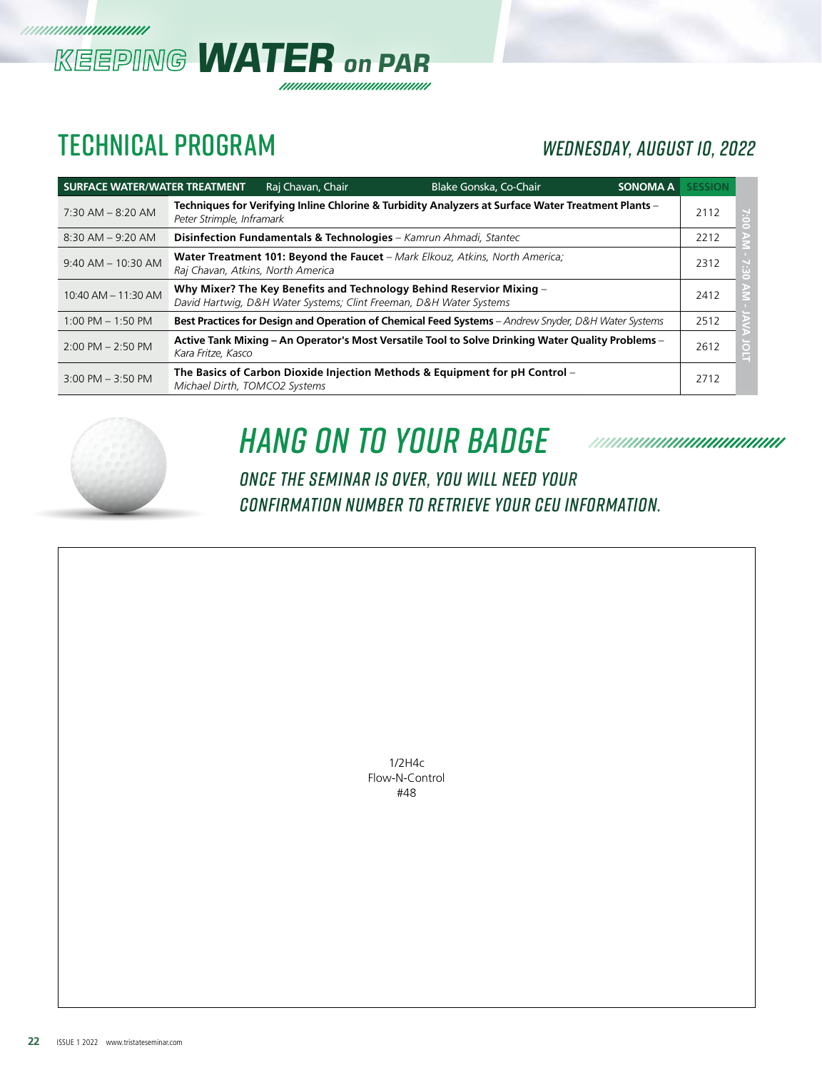# KEEPING WATER on PAR

## TECHNICAL PROGRAM

### WEDNESDAY, AUGUST 10, 2022

| SURFACE WATER/WATER TREATMENT — Raj Chavan, Chair — Blake Gonska, Co-Chair — SONOMA A | | SESSION |
|---|---|---|
| 7:30 AM – 8:20 AM | **Techniques for Verifying Inline Chlorine & Turbidity Analyzers at Surface Water Treatment Plants** – *Peter Strimple, Inframark* | 2112 |
| 8:30 AM – 9:20 AM | **Disinfection Fundamentals & Technologies** – *Kamrun Ahmadi, Stantec* | 2212 |
| 9:40 AM – 10:30 AM | **Water Treatment 101: Beyond the Faucet** – *Mark Elkouz, Atkins, North America; Raj Chavan, Atkins, North America* | 2312 |
| 10:40 AM – 11:30 AM | **Why Mixer? The Key Benefits and Technology Behind Reservior Mixing** – *David Hartwig, D&H Water Systems; Clint Freeman, D&H Water Systems* | 2412 |
| 1:00 PM – 1:50 PM | **Best Practices for Design and Operation of Chemical Feed Systems** – *Andrew Snyder, D&H Water Systems* | 2512 |
| 2:00 PM – 2:50 PM | **Active Tank Mixing – An Operator's Most Versatile Tool to Solve Drinking Water Quality Problems** – *Kara Fritze, Kasco* | 2612 |
| 3:00 PM – 3:50 PM | **The Basics of Carbon Dioxide Injection Methods & Equipment for pH Control** – *Michael Dirth, TOMCO2 Systems* | 2712 |

7:00 AM - 7:30 AM - JAVA JOLT

## HANG ON TO YOUR BADGE

*ONCE THE SEMINAR IS OVER, YOU WILL NEED YOUR CONFIRMATION NUMBER TO RETRIEVE YOUR CEU INFORMATION.*

1/2H4c
Flow-N-Control
#48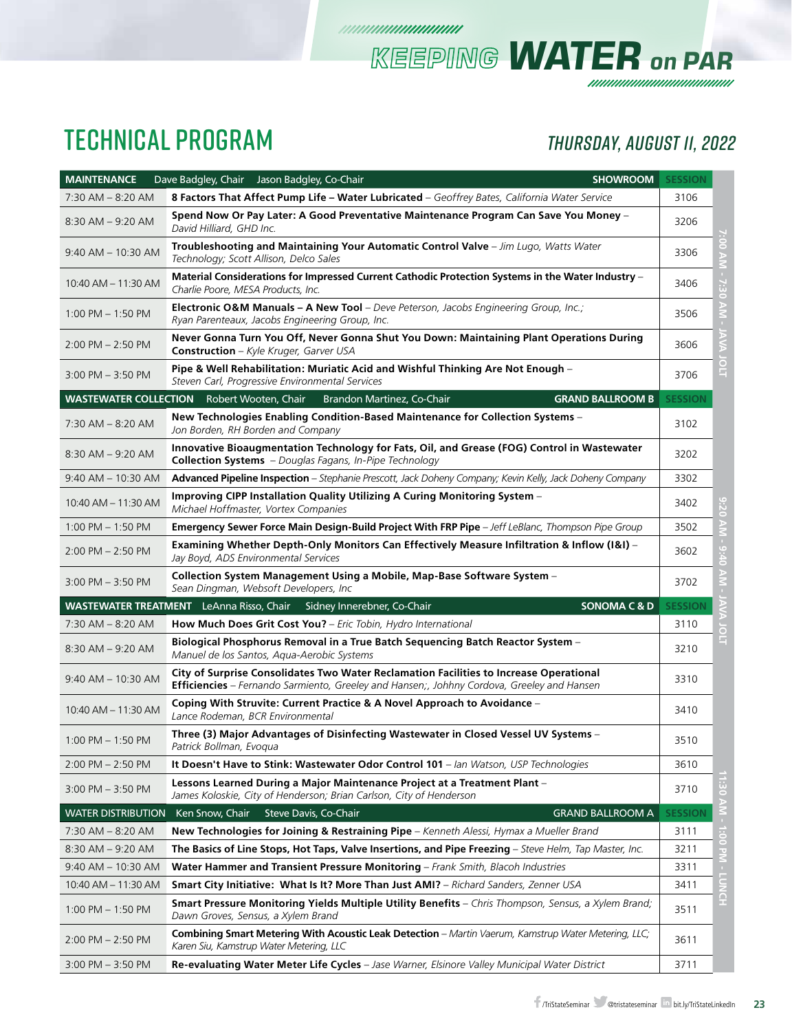# KEEPING WATER on PAR

## TECHNICAL PROGRAM

### THURSDAY, AUGUST 11, 2022

| MAINTENANCE — Dave Badgley, Chair; Jason Badgley, Co-Chair | SHOWROOM | SESSION |
|---|---|---|
| 7:30 AM – 8:20 AM | **8 Factors That Affect Pump Life – Water Lubricated** – *Geoffrey Bates, California Water Service* | 3106 |
| 8:30 AM – 9:20 AM | **Spend Now Or Pay Later: A Good Preventative Maintenance Program Can Save You Money** – *David Hilliard, GHD Inc.* | 3206 |
| 9:40 AM – 10:30 AM | **Troubleshooting and Maintaining Your Automatic Control Valve** – *Jim Lugo, Watts Water Technology; Scott Allison, Delco Sales* | 3306 |
| 10:40 AM – 11:30 AM | **Material Considerations for Impressed Current Cathodic Protection Systems in the Water Industry** – *Charlie Poore, MESA Products, Inc.* | 3406 |
| 1:00 PM – 1:50 PM | **Electronic O&M Manuals – A New Tool** – *Deve Peterson, Jacobs Engineering Group, Inc.; Ryan Parenteaux, Jacobs Engineering Group, Inc.* | 3506 |
| 2:00 PM – 2:50 PM | **Never Gonna Turn You Off, Never Gonna Shut You Down: Maintaining Plant Operations During Construction** – *Kyle Kruger, Garver USA* | 3606 |
| 3:00 PM – 3:50 PM | **Pipe & Well Rehabilitation: Muriatic Acid and Wishful Thinking Are Not Enough** – *Steven Carl, Progressive Environmental Services* | 3706 |

| WASTEWATER COLLECTION — Robert Wooten, Chair; Brandon Martinez, Co-Chair | GRAND BALLROOM B | SESSION |
|---|---|---|
| 7:30 AM – 8:20 AM | **New Technologies Enabling Condition-Based Maintenance for Collection Systems** – *Jon Borden, RH Borden and Company* | 3102 |
| 8:30 AM – 9:20 AM | **Innovative Bioaugmentation Technology for Fats, Oil, and Grease (FOG) Control in Wastewater Collection Systems** – *Douglas Fagans, In-Pipe Technology* | 3202 |
| 9:40 AM – 10:30 AM | **Advanced Pipeline Inspection** – *Stephanie Prescott, Jack Doheny Company; Kevin Kelly, Jack Doheny Company* | 3302 |
| 10:40 AM – 11:30 AM | **Improving CIPP Installation Quality Utilizing A Curing Monitoring System** – *Michael Hoffmaster, Vortex Companies* | 3402 |
| 1:00 PM – 1:50 PM | **Emergency Sewer Force Main Design-Build Project With FRP Pipe** – *Jeff LeBlanc, Thompson Pipe Group* | 3502 |
| 2:00 PM – 2:50 PM | **Examining Whether Depth-Only Monitors Can Effectively Measure Infiltration & Inflow (I&I)** – *Jay Boyd, ADS Environmental Services* | 3602 |
| 3:00 PM – 3:50 PM | **Collection System Management Using a Mobile, Map-Base Software System** – *Sean Dingman, Websoft Developers, Inc* | 3702 |

| WASTEWATER TREATMENT — LeAnna Risso, Chair; Sidney Innerebner, Co-Chair | SONOMA C & D | SESSION |
|---|---|---|
| 7:30 AM – 8:20 AM | **How Much Does Grit Cost You?** – *Eric Tobin, Hydro International* | 3110 |
| 8:30 AM – 9:20 AM | **Biological Phosphorus Removal in a True Batch Sequencing Batch Reactor System** – *Manuel de los Santos, Aqua-Aerobic Systems* | 3210 |
| 9:40 AM – 10:30 AM | **City of Surprise Consolidates Two Water Reclamation Facilities to Increase Operational Efficiencies** – *Fernando Sarmiento, Greeley and Hansen;, Johhny Cordova, Greeley and Hansen* | 3310 |
| 10:40 AM – 11:30 AM | **Coping With Struvite: Current Practice & A Novel Approach to Avoidance** – *Lance Rodeman, BCR Environmental* | 3410 |
| 1:00 PM – 1:50 PM | **Three (3) Major Advantages of Disinfecting Wastewater in Closed Vessel UV Systems** – *Patrick Bollman, Evoqua* | 3510 |
| 2:00 PM – 2:50 PM | **It Doesn't Have to Stink: Wastewater Odor Control 101** – *Ian Watson, USP Technologies* | 3610 |
| 3:00 PM – 3:50 PM | **Lessons Learned During a Major Maintenance Project at a Treatment Plant** – *James Koloskie, City of Henderson; Brian Carlson, City of Henderson* | 3710 |

| WATER DISTRIBUTION — Ken Snow, Chair; Steve Davis, Co-Chair | GRAND BALLROOM A | SESSION |
|---|---|---|
| 7:30 AM – 8:20 AM | **New Technologies for Joining & Restraining Pipe** – *Kenneth Alessi, Hymax a Mueller Brand* | 3111 |
| 8:30 AM – 9:20 AM | **The Basics of Line Stops, Hot Taps, Valve Insertions, and Pipe Freezing** – *Steve Helm, Tap Master, Inc.* | 3211 |
| 9:40 AM – 10:30 AM | **Water Hammer and Transient Pressure Monitoring** – *Frank Smith, Blacoh Industries* | 3311 |
| 10:40 AM – 11:30 AM | **Smart City Initiative: What Is It? More Than Just AMI?** – *Richard Sanders, Zenner USA* | 3411 |
| 1:00 PM – 1:50 PM | **Smart Pressure Monitoring Yields Multiple Utility Benefits** – *Chris Thompson, Sensus, a Xylem Brand; Dawn Groves, Sensus, a Xylem Brand* | 3511 |
| 2:00 PM – 2:50 PM | **Combining Smart Metering With Acoustic Leak Detection** – *Martin Vaerum, Kamstrup Water Metering, LLC; Karen Siu, Kamstrup Water Metering, LLC* | 3611 |
| 3:00 PM – 3:50 PM | **Re-evaluating Water Meter Life Cycles** – *Jase Warner, Elsinore Valley Municipal Water District* | 3711 |

7:00 AM - 7:30 AM - JAVA JOLT

9:20 AM - 9:40 AM - JAVA JOLT

11:30 AM - 1:00 PM - LUNCH

/TriStateSeminar @tristateseminar bit.ly/TriStateLinkedIn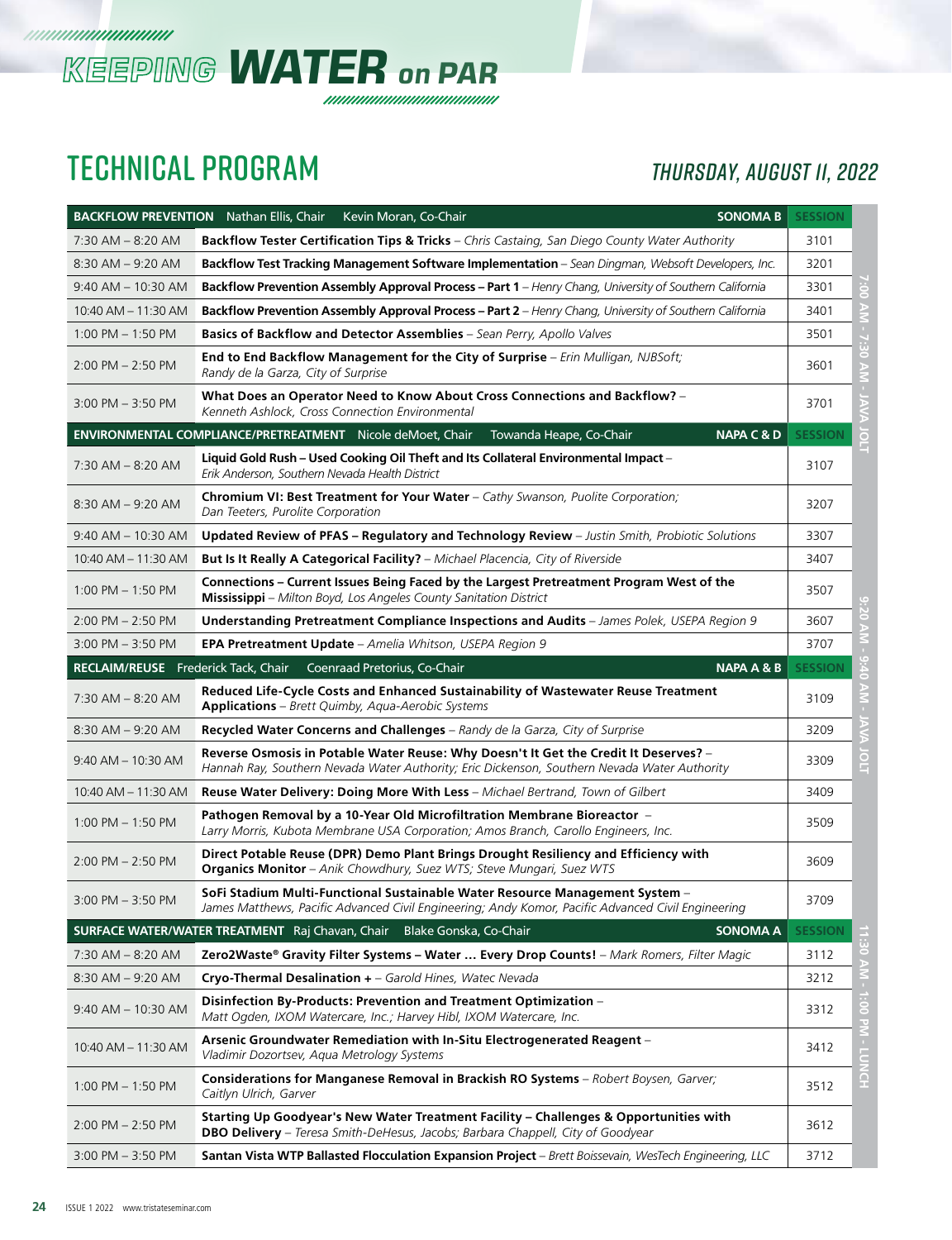# KEEPING WATER on PAR

## TECHNICAL PROGRAM

### THURSDAY, AUGUST 11, 2022

| BACKFLOW PREVENTION Nathan Ellis, Chair Kevin Moran, Co-Chair | SONOMA B | SESSION |
|---|---|---|
| 7:30 AM – 8:20 AM | **Backflow Tester Certification Tips & Tricks** – *Chris Castaing, San Diego County Water Authority* | 3101 |
| 8:30 AM – 9:20 AM | **Backflow Test Tracking Management Software Implementation** – *Sean Dingman, Websoft Developers, Inc.* | 3201 |
| 9:40 AM – 10:30 AM | **Backflow Prevention Assembly Approval Process – Part 1** – *Henry Chang, University of Southern California* | 3301 |
| 10:40 AM – 11:30 AM | **Backflow Prevention Assembly Approval Process – Part 2** – *Henry Chang, University of Southern California* | 3401 |
| 1:00 PM – 1:50 PM | **Basics of Backflow and Detector Assemblies** – *Sean Perry, Apollo Valves* | 3501 |
| 2:00 PM – 2:50 PM | **End to End Backflow Management for the City of Surprise** – *Erin Mulligan, NJBSoft; Randy de la Garza, City of Surprise* | 3601 |
| 3:00 PM – 3:50 PM | **What Does an Operator Need to Know About Cross Connections and Backflow?** – *Kenneth Ashlock, Cross Connection Environmental* | 3701 |

| ENVIRONMENTAL COMPLIANCE/PRETREATMENT Nicole deMoet, Chair Towanda Heape, Co-Chair | NAPA C & D | SESSION |
|---|---|---|
| 7:30 AM – 8:20 AM | **Liquid Gold Rush – Used Cooking Oil Theft and Its Collateral Environmental Impact** – *Erik Anderson, Southern Nevada Health District* | 3107 |
| 8:30 AM – 9:20 AM | **Chromium VI: Best Treatment for Your Water** – *Cathy Swanson, Puolite Corporation; Dan Teeters, Purolite Corporation* | 3207 |
| 9:40 AM – 10:30 AM | **Updated Review of PFAS – Regulatory and Technology Review** – *Justin Smith, Probiotic Solutions* | 3307 |
| 10:40 AM – 11:30 AM | **But Is It Really A Categorical Facility?** – *Michael Placencia, City of Riverside* | 3407 |
| 1:00 PM – 1:50 PM | **Connections – Current Issues Being Faced by the Largest Pretreatment Program West of the Mississippi** – *Milton Boyd, Los Angeles County Sanitation District* | 3507 |
| 2:00 PM – 2:50 PM | **Understanding Pretreatment Compliance Inspections and Audits** – *James Polek, USEPA Region 9* | 3607 |
| 3:00 PM – 3:50 PM | **EPA Pretreatment Update** – *Amelia Whitson, USEPA Region 9* | 3707 |

| RECLAIM/REUSE Frederick Tack, Chair Coenraad Pretorius, Co-Chair | NAPA A & B | SESSION |
|---|---|---|
| 7:30 AM – 8:20 AM | **Reduced Life-Cycle Costs and Enhanced Sustainability of Wastewater Reuse Treatment Applications** – *Brett Quimby, Aqua-Aerobic Systems* | 3109 |
| 8:30 AM – 9:20 AM | **Recycled Water Concerns and Challenges** – *Randy de la Garza, City of Surprise* | 3209 |
| 9:40 AM – 10:30 AM | **Reverse Osmosis in Potable Water Reuse: Why Doesn't It Get the Credit It Deserves?** – *Hannah Ray, Southern Nevada Water Authority; Eric Dickenson, Southern Nevada Water Authority* | 3309 |
| 10:40 AM – 11:30 AM | **Reuse Water Delivery: Doing More With Less** – *Michael Bertrand, Town of Gilbert* | 3409 |
| 1:00 PM – 1:50 PM | **Pathogen Removal by a 10-Year Old Microfiltration Membrane Bioreactor** – *Larry Morris, Kubota Membrane USA Corporation; Amos Branch, Carollo Engineers, Inc.* | 3509 |
| 2:00 PM – 2:50 PM | **Direct Potable Reuse (DPR) Demo Plant Brings Drought Resiliency and Efficiency with Organics Monitor** – *Anik Chowdhury, Suez WTS; Steve Mungari, Suez WTS* | 3609 |
| 3:00 PM – 3:50 PM | **SoFi Stadium Multi-Functional Sustainable Water Resource Management System** – *James Matthews, Pacific Advanced Civil Engineering; Andy Komor, Pacific Advanced Civil Engineering* | 3709 |

| SURFACE WATER/WATER TREATMENT Raj Chavan, Chair Blake Gonska, Co-Chair | SONOMA A | SESSION |
|---|---|---|
| 7:30 AM – 8:20 AM | **Zero2Waste® Gravity Filter Systems – Water … Every Drop Counts!** – *Mark Romers, Filter Magic* | 3112 |
| 8:30 AM – 9:20 AM | **Cryo-Thermal Desalination +** – *Garold Hines, Watec Nevada* | 3212 |
| 9:40 AM – 10:30 AM | **Disinfection By-Products: Prevention and Treatment Optimization** – *Matt Ogden, IXOM Watercare, Inc.; Harvey Hibl, IXOM Watercare, Inc.* | 3312 |
| 10:40 AM – 11:30 AM | **Arsenic Groundwater Remediation with In-Situ Electrogenerated Reagent** – *Vladimir Dozortsev, Aqua Metrology Systems* | 3412 |
| 1:00 PM – 1:50 PM | **Considerations for Manganese Removal in Brackish RO Systems** – *Robert Boysen, Garver; Caitlyn Ulrich, Garver* | 3512 |
| 2:00 PM – 2:50 PM | **Starting Up Goodyear's New Water Treatment Facility – Challenges & Opportunities with DBO Delivery** – *Teresa Smith-DeHesus, Jacobs; Barbara Chappell, City of Goodyear* | 3612 |
| 3:00 PM – 3:50 PM | **Santan Vista WTP Ballasted Flocculation Expansion Project** – *Brett Boissevain, WesTech Engineering, LLC* | 3712 |

7:00 AM - 7:30 AM - JAVA JOLT

9:20 AM - 9:40 AM - JAVA JOLT

11:30 AM - 1:00 PM - LUNCH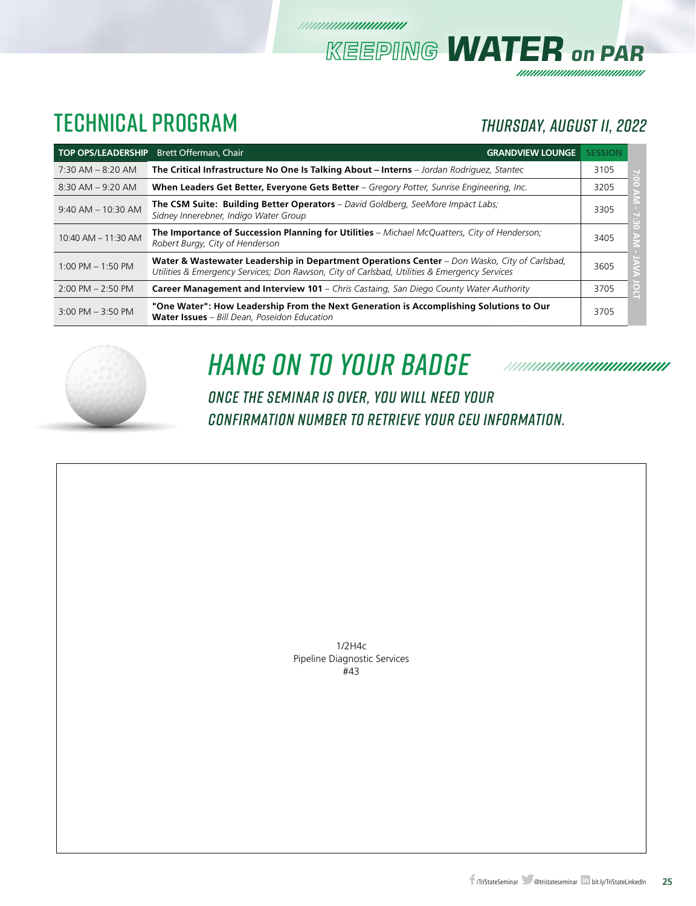# TECHNICAL PROGRAM

## THURSDAY, AUGUST 11, 2022

| TOP OPS/LEADERSHIP | Brett Offerman, Chair — GRANDVIEW LOUNGE | SESSION |
|---|---|---|
| 7:30 AM – 8:20 AM | **The Critical Infrastructure No One Is Talking About – Interns** – *Jordan Rodriguez, Stantec* | 3105 |
| 8:30 AM – 9:20 AM | **When Leaders Get Better, Everyone Gets Better** – *Gregory Potter, Sunrise Engineering, Inc.* | 3205 |
| 9:40 AM – 10:30 AM | **The CSM Suite: Building Better Operators** – *David Goldberg, SeeMore Impact Labs; Sidney Innerebner, Indigo Water Group* | 3305 |
| 10:40 AM – 11:30 AM | **The Importance of Succession Planning for Utilities** – *Michael McQuatters, City of Henderson; Robert Burgy, City of Henderson* | 3405 |
| 1:00 PM – 1:50 PM | **Water & Wastewater Leadership in Department Operations Center** – *Don Wasko, City of Carlsbad, Utilities & Emergency Services; Don Rawson, City of Carlsbad, Utilities & Emergency Services* | 3605 |
| 2:00 PM – 2:50 PM | **Career Management and Interview 101** – *Chris Castaing, San Diego County Water Authority* | 3705 |
| 3:00 PM – 3:50 PM | **"One Water": How Leadership From the Next Generation is Accomplishing Solutions to Our Water Issues** – *Bill Dean, Poseidon Education* | 3705 |

7:00 AM - 7:30 AM - JAVA JOLT

## HANG ON TO YOUR BADGE

### ONCE THE SEMINAR IS OVER, YOU WILL NEED YOUR CONFIRMATION NUMBER TO RETRIEVE YOUR CEU INFORMATION.

1/2H4c
Pipeline Diagnostic Services
#43